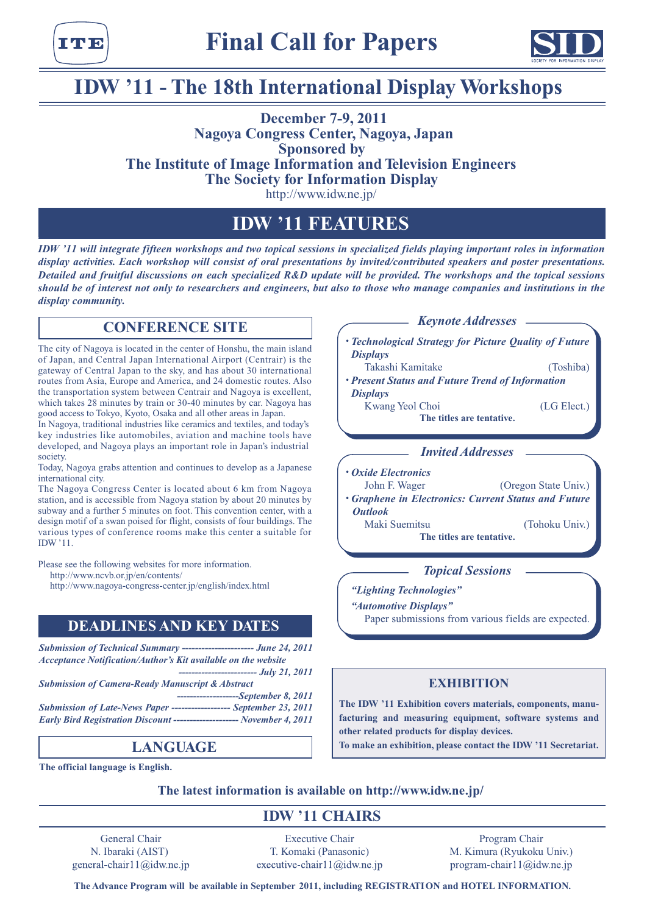# Final Call for Papers

# IDW '11 - The 18th International Display Workshops

**December 7-9, 2011**
**Nagoya Congress Center, Nagoya, Japan**
**Sponsored by**
**The Institute of Image Information and Television Engineers**
**The Society for Information Display**
http://www.idw.ne.jp/

## IDW '11 FEATURES

***IDW '11 will integrate fifteen workshops and two topical sessions in specialized fields playing important roles in information display activities. Each workshop will consist of oral presentations by invited/contributed speakers and poster presentations. Detailed and fruitful discussions on each specialized R&D update will be provided. The workshops and the topical sessions should be of interest not only to researchers and engineers, but also to those who manage companies and institutions in the display community.***

## CONFERENCE SITE

The city of Nagoya is located in the center of Honshu, the main island of Japan, and Central Japan International Airport (Centrair) is the gateway of Central Japan to the sky, and has about 30 international routes from Asia, Europe and America, and 24 domestic routes. Also the transportation system between Centrair and Nagoya is excellent, which takes 28 minutes by train or 30-40 minutes by car. Nagoya has good access to Tokyo, Kyoto, Osaka and all other areas in Japan.

In Nagoya, traditional industries like ceramics and textiles, and today's key industries like automobiles, aviation and machine tools have developed, and Nagoya plays an important role in Japan's industrial society.

Today, Nagoya grabs attention and continues to develop as a Japanese international city.

The Nagoya Congress Center is located about 6 km from Nagoya station, and is accessible from Nagoya station by about 20 minutes by subway and a further 5 minutes on foot. This convention center, with a design motif of a swan poised for flight, consists of four buildings. The various types of conference rooms make this center a suitable for IDW '11.

Please see the following websites for more information.
http://www.ncvb.or.jp/en/contents/
http://www.nagoya-congress-center.jp/english/index.html

## DEADLINES AND KEY DATES

***Submission of Technical Summary ---------------------- June 24, 2011***
***Acceptance Notification/Author's Kit available on the website ----------------------- July 21, 2011***
***Submission of Camera-Ready Manuscript & Abstract -------------------September 8, 2011***
***Submission of Late-News Paper ------------------ September 23, 2011***
***Early Bird Registration Discount -------------------- November 4, 2011***

## LANGUAGE

**The official language is English.**

### *Keynote Addresses*

- ***Technological Strategy for Picture Quality of Future Displays***
  Takashi Kamitake (Toshiba)
- ***Present Status and Future Trend of Information Displays***
  Kwang Yeol Choi (LG Elect.)

**The titles are tentative.**

### *Invited Addresses*

- ***Oxide Electronics***
  John F. Wager (Oregon State Univ.)
- ***Graphene in Electronics: Current Status and Future Outlook***
  Maki Suemitsu (Tohoku Univ.)

**The titles are tentative.**

### *Topical Sessions*

*"Lighting Technologies"*
*"Automotive Displays"*
Paper submissions from various fields are expected.

## EXHIBITION

**The IDW '11 Exhibition covers materials, components, manufacturing and measuring equipment, software systems and other related products for display devices.**
**To make an exhibition, please contact the IDW '11 Secretariat.**

**The latest information is available on http://www.idw.ne.jp/**

## IDW '11 CHAIRS

| General Chair | Executive Chair | Program Chair |
|---|---|---|
| N. Ibaraki (AIST) | T. Komaki (Panasonic) | M. Kimura (Ryukoku Univ.) |
| general-chair11@idw.ne.jp | executive-chair11@idw.ne.jp | program-chair11@idw.ne.jp |

**The Advance Program will be available in September 2011, including REGISTRATION and HOTEL INFORMATION.**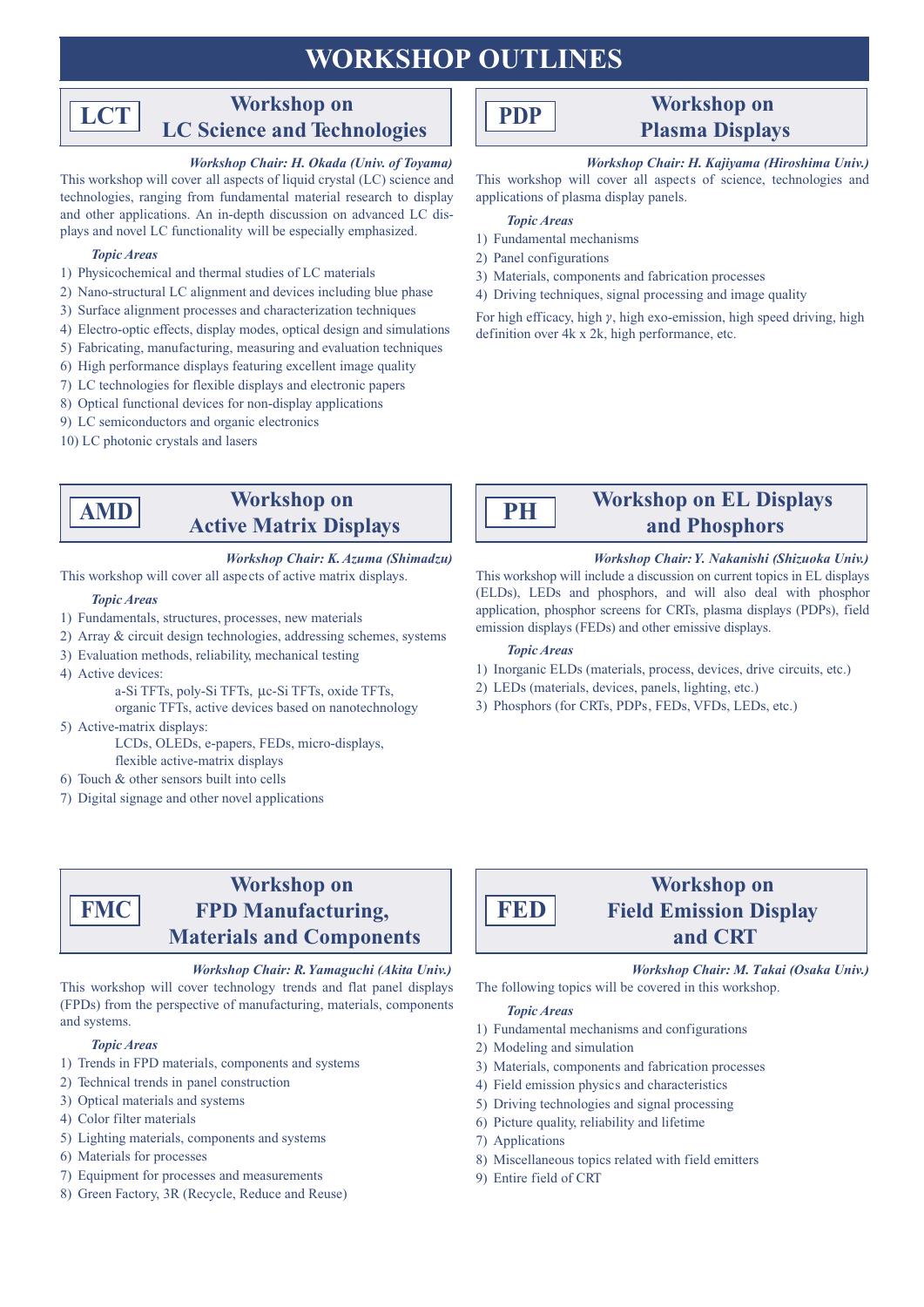# WORKSHOP OUTLINES

## LCT — Workshop on LC Science and Technologies

***Workshop Chair: H. Okada (Univ. of Toyama)***

This workshop will cover all aspects of liquid crystal (LC) science and technologies, ranging from fundamental material research to display and other applications. An in-depth discussion on advanced LC displays and novel LC functionality will be especially emphasized.

***Topic Areas***

1) Physicochemical and thermal studies of LC materials
2) Nano-structural LC alignment and devices including blue phase
3) Surface alignment processes and characterization techniques
4) Electro-optic effects, display modes, optical design and simulations
5) Fabricating, manufacturing, measuring and evaluation techniques
6) High performance displays featuring excellent image quality
7) LC technologies for flexible displays and electronic papers
8) Optical functional devices for non-display applications
9) LC semiconductors and organic electronics
10) LC photonic crystals and lasers

## PDP — Workshop on Plasma Displays

***Workshop Chair: H. Kajiyama (Hiroshima Univ.)***

This workshop will cover all aspects of science, technologies and applications of plasma display panels.

***Topic Areas***

1) Fundamental mechanisms
2) Panel configurations
3) Materials, components and fabrication processes
4) Driving techniques, signal processing and image quality

For high efficacy, high $\gamma$, high exo-emission, high speed driving, high definition over 4k x 2k, high performance, etc.

## AMD — Workshop on Active Matrix Displays

***Workshop Chair: K. Azuma (Shimadzu)***

This workshop will cover all aspects of active matrix displays.

***Topic Areas***

1) Fundamentals, structures, processes, new materials
2) Array & circuit design technologies, addressing schemes, systems
3) Evaluation methods, reliability, mechanical testing
4) Active devices:
   a-Si TFTs, poly-Si TFTs, μc-Si TFTs, oxide TFTs, organic TFTs, active devices based on nanotechnology
5) Active-matrix displays:
   LCDs, OLEDs, e-papers, FEDs, micro-displays, flexible active-matrix displays
6) Touch & other sensors built into cells
7) Digital signage and other novel applications

## PH — Workshop on EL Displays and Phosphors

***Workshop Chair: Y. Nakanishi (Shizuoka Univ.)***

This workshop will include a discussion on current topics in EL displays (ELDs), LEDs and phosphors, and will also deal with phosphor application, phosphor screens for CRTs, plasma displays (PDPs), field emission displays (FEDs) and other emissive displays.

***Topic Areas***

1) Inorganic ELDs (materials, process, devices, drive circuits, etc.)
2) LEDs (materials, devices, panels, lighting, etc.)
3) Phosphors (for CRTs, PDPs, FEDs, VFDs, LEDs, etc.)

## FMC — Workshop on FPD Manufacturing, Materials and Components

***Workshop Chair: R. Yamaguchi (Akita Univ.)***

This workshop will cover technology trends and flat panel displays (FPDs) from the perspective of manufacturing, materials, components and systems.

***Topic Areas***

1) Trends in FPD materials, components and systems
2) Technical trends in panel construction
3) Optical materials and systems
4) Color filter materials
5) Lighting materials, components and systems
6) Materials for processes
7) Equipment for processes and measurements
8) Green Factory, 3R (Recycle, Reduce and Reuse)

## FED — Workshop on Field Emission Display and CRT

***Workshop Chair: M. Takai (Osaka Univ.)***

The following topics will be covered in this workshop.

***Topic Areas***

1) Fundamental mechanisms and configurations
2) Modeling and simulation
3) Materials, components and fabrication processes
4) Field emission physics and characteristics
5) Driving technologies and signal processing
6) Picture quality, reliability and lifetime
7) Applications
8) Miscellaneous topics related with field emitters
9) Entire field of CRT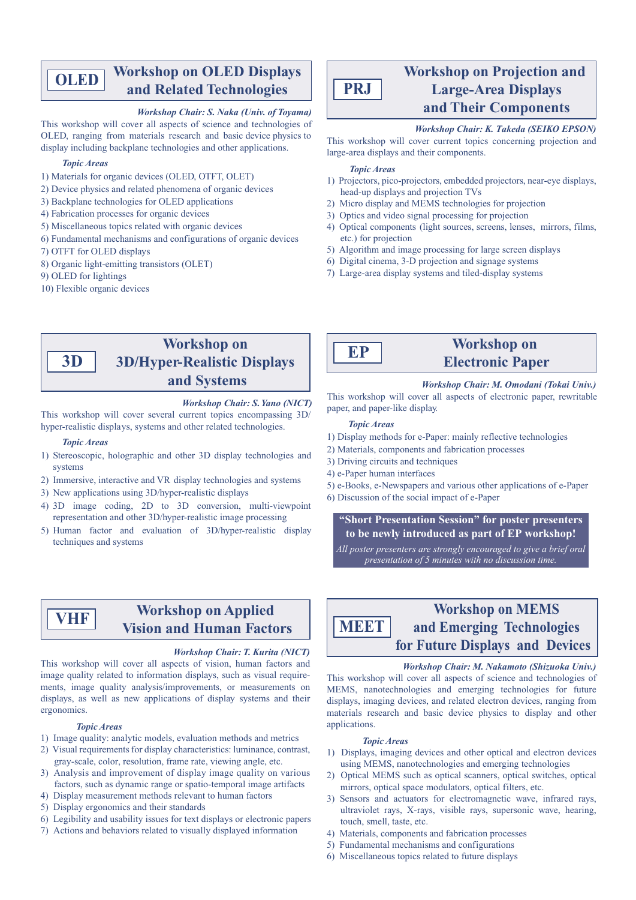## OLED — Workshop on OLED Displays and Related Technologies

*Workshop Chair: S. Naka (Univ. of Toyama)*

This workshop will cover all aspects of science and technologies of OLED, ranging from materials research and basic device physics to display including backplane technologies and other applications.

*Topic Areas*

1) Materials for organic devices (OLED, OTFT, OLET)
2) Device physics and related phenomena of organic devices
3) Backplane technologies for OLED applications
4) Fabrication processes for organic devices
5) Miscellaneous topics related with organic devices
6) Fundamental mechanisms and configurations of organic devices
7) OTFT for OLED displays
8) Organic light-emitting transistors (OLET)
9) OLED for lightings
10) Flexible organic devices

## PRJ — Workshop on Projection and Large-Area Displays and Their Components

*Workshop Chair: K. Takeda (SEIKO EPSON)*

This workshop will cover current topics concerning projection and large-area displays and their components.

*Topic Areas*

1) Projectors, pico-projectors, embedded projectors, near-eye displays, head-up displays and projection TVs
2) Micro display and MEMS technologies for projection
3) Optics and video signal processing for projection
4) Optical components (light sources, screens, lenses, mirrors, films, etc.) for projection
5) Algorithm and image processing for large screen displays
6) Digital cinema, 3-D projection and signage systems
7) Large-area display systems and tiled-display systems

## 3D — Workshop on 3D/Hyper-Realistic Displays and Systems

*Workshop Chair: S. Yano (NICT)*

This workshop will cover several current topics encompassing 3D/hyper-realistic displays, systems and other related technologies.

*Topic Areas*

1) Stereoscopic, holographic and other 3D display technologies and systems
2) Immersive, interactive and VR display technologies and systems
3) New applications using 3D/hyper-realistic displays
4) 3D image coding, 2D to 3D conversion, multi-viewpoint representation and other 3D/hyper-realistic image processing
5) Human factor and evaluation of 3D/hyper-realistic display techniques and systems

## EP — Workshop on Electronic Paper

*Workshop Chair: M. Omodani (Tokai Univ.)*

This workshop will cover all aspects of electronic paper, rewritable paper, and paper-like display.

*Topic Areas*

1) Display methods for e-Paper: mainly reflective technologies
2) Materials, components and fabrication processes
3) Driving circuits and techniques
4) e-Paper human interfaces
5) e-Books, e-Newspapers and various other applications of e-Paper
6) Discussion of the social impact of e-Paper

**"Short Presentation Session" for poster presenters to be newly introduced as part of EP workshop!**

*All poster presenters are strongly encouraged to give a brief oral presentation of 5 minutes with no discussion time.*

## VHF — Workshop on Applied Vision and Human Factors

*Workshop Chair: T. Kurita (NICT)*

This workshop will cover all aspects of vision, human factors and image quality related to information displays, such as visual requirements, image quality analysis/improvements, or measurements on displays, as well as new applications of display systems and their ergonomics.

*Topic Areas*

1) Image quality: analytic models, evaluation methods and metrics
2) Visual requirements for display characteristics: luminance, contrast, gray-scale, color, resolution, frame rate, viewing angle, etc.
3) Analysis and improvement of display image quality on various factors, such as dynamic range or spatio-temporal image artifacts
4) Display measurement methods relevant to human factors
5) Display ergonomics and their standards
6) Legibility and usability issues for text displays or electronic papers
7) Actions and behaviors related to visually displayed information

## MEET — Workshop on MEMS and Emerging Technologies for Future Displays and Devices

*Workshop Chair: M. Nakamoto (Shizuoka Univ.)*

This workshop will cover all aspects of science and technologies of MEMS, nanotechnologies and emerging technologies for future displays, imaging devices, and related electron devices, ranging from materials research and basic device physics to display and other applications.

*Topic Areas*

1) Displays, imaging devices and other optical and electron devices using MEMS, nanotechnologies and emerging technologies
2) Optical MEMS such as optical scanners, optical switches, optical mirrors, optical space modulators, optical filters, etc.
3) Sensors and actuators for electromagnetic wave, infrared rays, ultraviolet rays, X-rays, visible rays, supersonic wave, hearing, touch, smell, taste, etc.
4) Materials, components and fabrication processes
5) Fundamental mechanisms and configurations
6) Miscellaneous topics related to future displays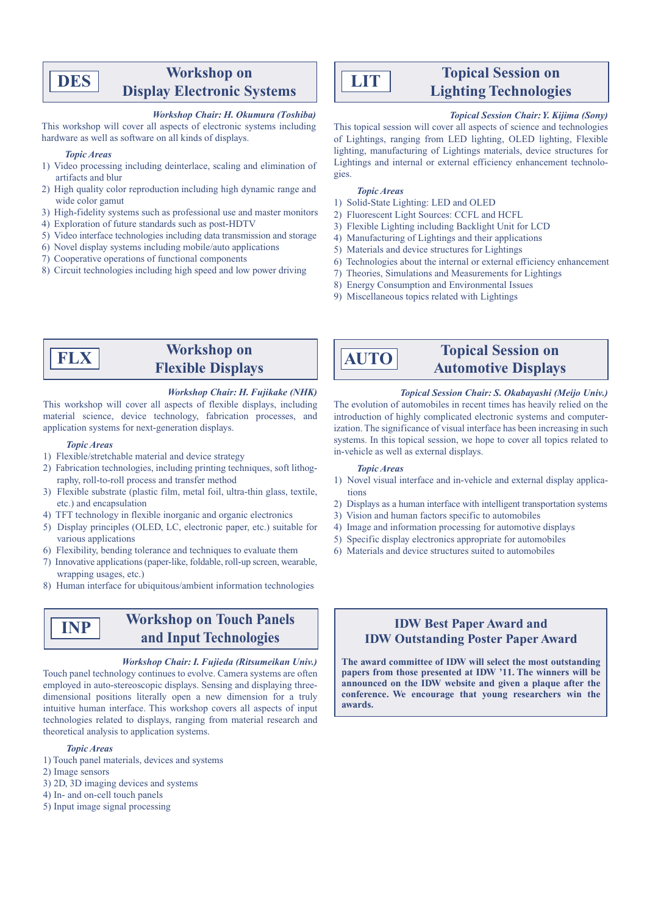## DES — Workshop on Display Electronic Systems

*Workshop Chair: H. Okumura (Toshiba)*

This workshop will cover all aspects of electronic systems including hardware as well as software on all kinds of displays.

*Topic Areas*

1) Video processing including deinterlace, scaling and elimination of artifacts and blur
2) High quality color reproduction including high dynamic range and wide color gamut
3) High-fidelity systems such as professional use and master monitors
4) Exploration of future standards such as post-HDTV
5) Video interface technologies including data transmission and storage
6) Novel display systems including mobile/auto applications
7) Cooperative operations of functional components
8) Circuit technologies including high speed and low power driving

## LIT — Topical Session on Lighting Technologies

*Topical Session Chair: Y. Kijima (Sony)*

This topical session will cover all aspects of science and technologies of Lightings, ranging from LED lighting, OLED lighting, Flexible lighting, manufacturing of Lightings materials, device structures for Lightings and internal or external efficiency enhancement technologies.

*Topic Areas*

1) Solid-State Lighting: LED and OLED
2) Fluorescent Light Sources: CCFL and HCFL
3) Flexible Lighting including Backlight Unit for LCD
4) Manufacturing of Lightings and their applications
5) Materials and device structures for Lightings
6) Technologies about the internal or external efficiency enhancement
7) Theories, Simulations and Measurements for Lightings
8) Energy Consumption and Environmental Issues
9) Miscellaneous topics related with Lightings

## FLX — Workshop on Flexible Displays

*Workshop Chair: H. Fujikake (NHK)*

This workshop will cover all aspects of flexible displays, including material science, device technology, fabrication processes, and application systems for next-generation displays.

*Topic Areas*

1) Flexible/stretchable material and device strategy
2) Fabrication technologies, including printing techniques, soft lithography, roll-to-roll process and transfer method
3) Flexible substrate (plastic film, metal foil, ultra-thin glass, textile, etc.) and encapsulation
4) TFT technology in flexible inorganic and organic electronics
5) Display principles (OLED, LC, electronic paper, etc.) suitable for various applications
6) Flexibility, bending tolerance and techniques to evaluate them
7) Innovative applications (paper-like, foldable, roll-up screen, wearable, wrapping usages, etc.)
8) Human interface for ubiquitous/ambient information technologies

## AUTO — Topical Session on Automotive Displays

*Topical Session Chair: S. Okabayashi (Meijo Univ.)*

The evolution of automobiles in recent times has heavily relied on the introduction of highly complicated electronic systems and computerization. The significance of visual interface has been increasing in such systems. In this topical session, we hope to cover all topics related to in-vehicle as well as external displays.

*Topic Areas*

1) Novel visual interface and in-vehicle and external display applications
2) Displays as a human interface with intelligent transportation systems
3) Vision and human factors specific to automobiles
4) Image and information processing for automotive displays
5) Specific display electronics appropriate for automobiles
6) Materials and device structures suited to automobiles

## INP — Workshop on Touch Panels and Input Technologies

*Workshop Chair: I. Fujieda (Ritsumeikan Univ.)*

Touch panel technology continues to evolve. Camera systems are often employed in auto-stereoscopic displays. Sensing and displaying three-dimensional positions literally open a new dimension for a truly intuitive human interface. This workshop covers all aspects of input technologies related to displays, ranging from material research and theoretical analysis to application systems.

*Topic Areas*

1) Touch panel materials, devices and systems
2) Image sensors
3) 2D, 3D imaging devices and systems
4) In- and on-cell touch panels
5) Input image signal processing

## IDW Best Paper Award and IDW Outstanding Poster Paper Award

**The award committee of IDW will select the most outstanding papers from those presented at IDW '11. The winners will be announced on the IDW website and given a plaque after the conference. We encourage that young researchers win the awards.**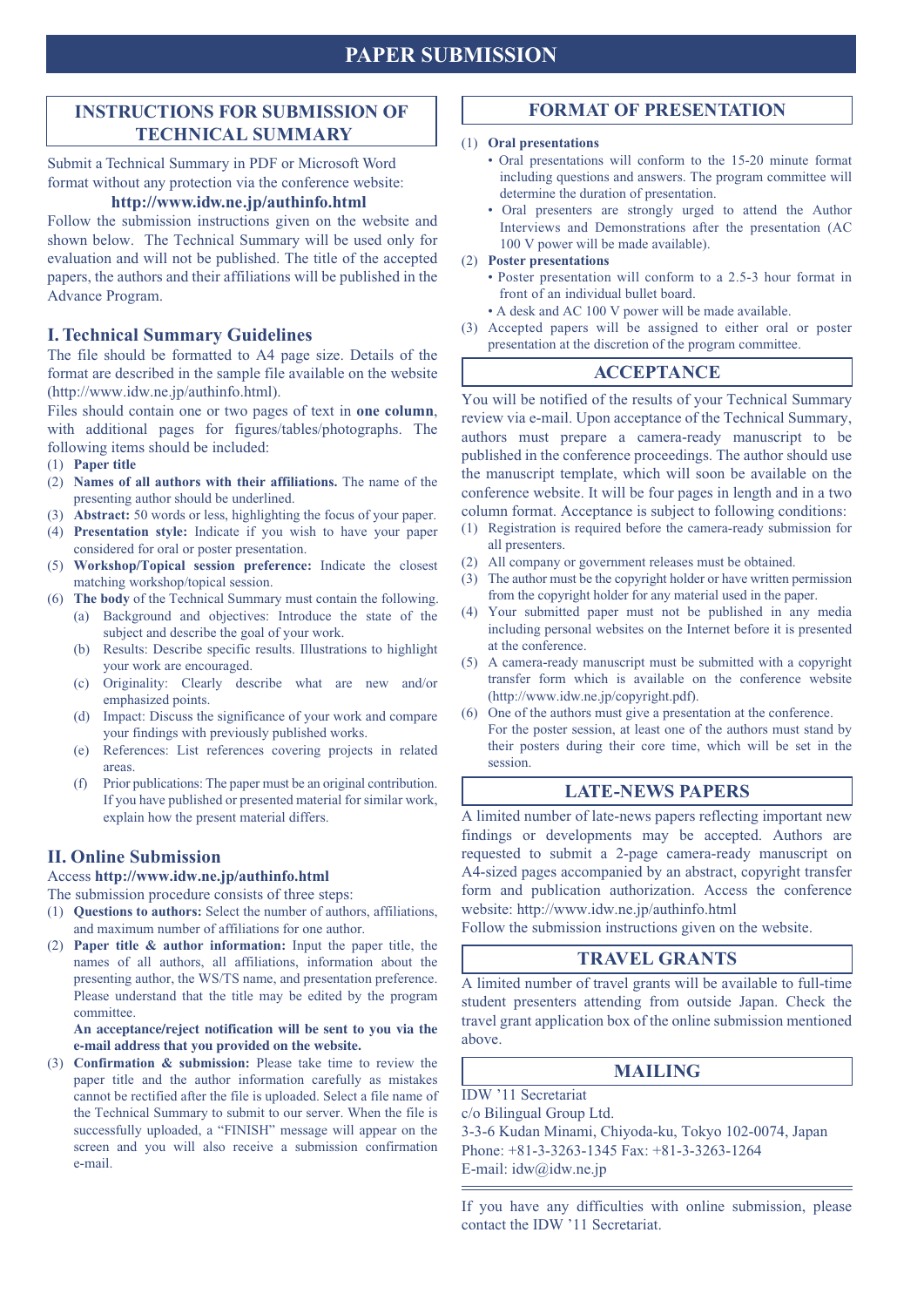# PAPER SUBMISSION

## INSTRUCTIONS FOR SUBMISSION OF TECHNICAL SUMMARY

Submit a Technical Summary in PDF or Microsoft Word format without any protection via the conference website:

**http://www.idw.ne.jp/authinfo.html**

Follow the submission instructions given on the website and shown below. The Technical Summary will be used only for evaluation and will not be published. The title of the accepted papers, the authors and their affiliations will be published in the Advance Program.

### I. Technical Summary Guidelines

The file should be formatted to A4 page size. Details of the format are described in the sample file available on the website (http://www.idw.ne.jp/authinfo.html).

Files should contain one or two pages of text in **one column**, with additional pages for figures/tables/photographs. The following items should be included:

(1) **Paper title**

(2) **Names of all authors with their affiliations.** The name of the presenting author should be underlined.

(3) **Abstract:** 50 words or less, highlighting the focus of your paper.

(4) **Presentation style:** Indicate if you wish to have your paper considered for oral or poster presentation.

(5) **Workshop/Topical session preference:** Indicate the closest matching workshop/topical session.

(6) **The body** of the Technical Summary must contain the following.
- (a) Background and objectives: Introduce the state of the subject and describe the goal of your work.
- (b) Results: Describe specific results. Illustrations to highlight your work are encouraged.
- (c) Originality: Clearly describe what are new and/or emphasized points.
- (d) Impact: Discuss the significance of your work and compare your findings with previously published works.
- (e) References: List references covering projects in related areas.
- (f) Prior publications: The paper must be an original contribution. If you have published or presented material for similar work, explain how the present material differs.

### II. Online Submission

Access **http://www.idw.ne.jp/authinfo.html**

The submission procedure consists of three steps:

(1) **Questions to authors:** Select the number of authors, affiliations, and maximum number of affiliations for one author.

(2) **Paper title & author information:** Input the paper title, the names of all authors, all affiliations, information about the presenting author, the WS/TS name, and presentation preference. Please understand that the title may be edited by the program committee.

**An acceptance/reject notification will be sent to you via the e-mail address that you provided on the website.**

(3) **Confirmation & submission:** Please take time to review the paper title and the author information carefully as mistakes cannot be rectified after the file is uploaded. Select a file name of the Technical Summary to submit to our server. When the file is successfully uploaded, a "FINISH" message will appear on the screen and you will also receive a submission confirmation e-mail.

## FORMAT OF PRESENTATION

(1) **Oral presentations**
- Oral presentations will conform to the 15-20 minute format including questions and answers. The program committee will determine the duration of presentation.
- Oral presenters are strongly urged to attend the Author Interviews and Demonstrations after the presentation (AC 100 V power will be made available).

(2) **Poster presentations**
- Poster presentation will conform to a 2.5-3 hour format in front of an individual bullet board.
- A desk and AC 100 V power will be made available.

(3) Accepted papers will be assigned to either oral or poster presentation at the discretion of the program committee.

## ACCEPTANCE

You will be notified of the results of your Technical Summary review via e-mail. Upon acceptance of the Technical Summary, authors must prepare a camera-ready manuscript to be published in the conference proceedings. The author should use the manuscript template, which will soon be available on the conference website. It will be four pages in length and in a two column format. Acceptance is subject to following conditions:

(1) Registration is required before the camera-ready submission for all presenters.

(2) All company or government releases must be obtained.

(3) The author must be the copyright holder or have written permission from the copyright holder for any material used in the paper.

(4) Your submitted paper must not be published in any media including personal websites on the Internet before it is presented at the conference.

(5) A camera-ready manuscript must be submitted with a copyright transfer form which is available on the conference website (http://www.idw.ne.jp/copyright.pdf).

(6) One of the authors must give a presentation at the conference. For the poster session, at least one of the authors must stand by their posters during their core time, which will be set in the session.

## LATE-NEWS PAPERS

A limited number of late-news papers reflecting important new findings or developments may be accepted. Authors are requested to submit a 2-page camera-ready manuscript on A4-sized pages accompanied by an abstract, copyright transfer form and publication authorization. Access the conference website: http://www.idw.ne.jp/authinfo.html

Follow the submission instructions given on the website.

## TRAVEL GRANTS

A limited number of travel grants will be available to full-time student presenters attending from outside Japan. Check the travel grant application box of the online submission mentioned above.

## MAILING

IDW '11 Secretariat
c/o Bilingual Group Ltd.
3-3-6 Kudan Minami, Chiyoda-ku, Tokyo 102-0074, Japan
Phone: +81-3-3263-1345 Fax: +81-3-3263-1264
E-mail: idw@idw.ne.jp

---

If you have any difficulties with online submission, please contact the IDW '11 Secretariat.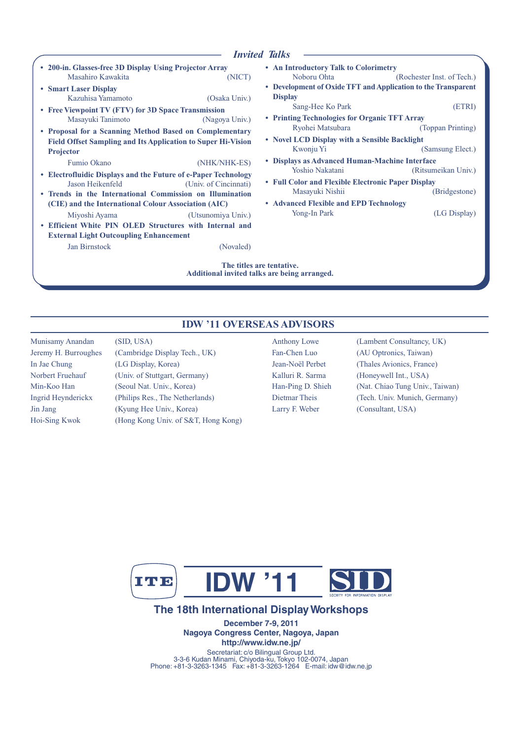## *Invited Talks*

- **200-in. Glasses-free 3D Display Using Projector Array**
  Masahiro Kawakita (NICT)
- **Smart Laser Display**
  Kazuhisa Yamamoto (Osaka Univ.)
- **Free Viewpoint TV (FTV) for 3D Space Transmission**
  Masayuki Tanimoto (Nagoya Univ.)
- **Proposal for a Scanning Method Based on Complementary Field Offset Sampling and Its Application to Super Hi-Vision Projector**
  Fumio Okano (NHK/NHK-ES)
- **Electrofluidic Displays and the Future of e-Paper Technology**
  Jason Heikenfeld (Univ. of Cincinnati)
- **Trends in the International Commission on Illumination (CIE) and the International Colour Association (AIC)**
  Miyoshi Ayama (Utsunomiya Univ.)
- **Efficient White PIN OLED Structures with Internal and External Light Outcoupling Enhancement**
  Jan Birnstock (Novaled)
- **An Introductory Talk to Colorimetry**
  Noboru Ohta (Rochester Inst. of Tech.)
- **Development of Oxide TFT and Application to the Transparent Display**
  Sang-Hee Ko Park (ETRI)
- **Printing Technologies for Organic TFT Array**
  Ryohei Matsubara (Toppan Printing)
- **Novel LCD Display with a Sensible Backlight**
  Kwonju Yi (Samsung Elect.)
- **Displays as Advanced Human-Machine Interface**
  Yoshio Nakatani (Ritsumeikan Univ.)
- **Full Color and Flexible Electronic Paper Display**
  Masayuki Nishii (Bridgestone)
- **Advanced Flexible and EPD Technology**
  Yong-In Park (LG Display)

**The titles are tentative.**
**Additional invited talks are being arranged.**

## IDW '11 OVERSEAS ADVISORS

| | |
|---|---|
| Munisamy Anandan | (SID, USA) |
| Jeremy H. Burroughes | (Cambridge Display Tech., UK) |
| In Jae Chung | (LG Display, Korea) |
| Norbert Fruehauf | (Univ. of Stuttgart, Germany) |
| Min-Koo Han | (Seoul Nat. Univ., Korea) |
| Ingrid Heynderickx | (Philips Res., The Netherlands) |
| Jin Jang | (Kyung Hee Univ., Korea) |
| Hoi-Sing Kwok | (Hong Kong Univ. of S&T, Hong Kong) |
| Anthony Lowe | (Lambent Consultancy, UK) |
| Fan-Chen Luo | (AU Optronics, Taiwan) |
| Jean-Noël Perbet | (Thales Avionics, France) |
| Kalluri R. Sarma | (Honeywell Int., USA) |
| Han-Ping D. Shieh | (Nat. Chiao Tung Univ., Taiwan) |
| Dietmar Theis | (Tech. Univ. Munich, Germany) |
| Larry F. Weber | (Consultant, USA) |

ITE **IDW '11** SID SOCIETY FOR INFORMATION DISPLAY

**The 18th International Display Workshops**

**December 7-9, 2011**
**Nagoya Congress Center, Nagoya, Japan**
**http://www.idw.ne.jp/**

Secretariat: c/o Bilingual Group Ltd.
3-3-6 Kudan Minami, Chiyoda-ku, Tokyo 102-0074, Japan
Phone: +81-3-3263-1345 Fax: +81-3-3263-1264 E-mail: idw@idw.ne.jp